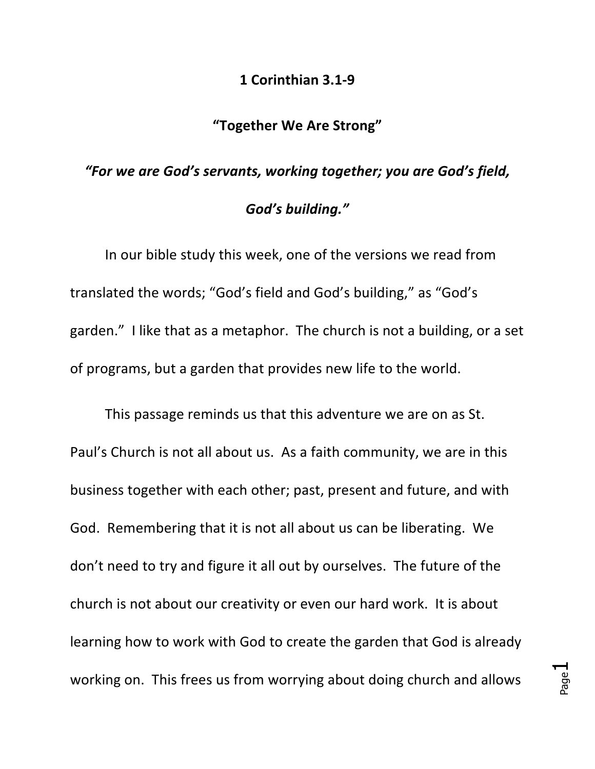**1 Corinthian 3.1-9**

**"Together We Are Strong"**

***"For we are God's servants, working together; you are God's field, God's building."***

In our bible study this week, one of the versions we read from translated the words; "God's field and God's building," as "God's garden." I like that as a metaphor. The church is not a building, or a set of programs, but a garden that provides new life to the world.

This passage reminds us that this adventure we are on as St. Paul's Church is not all about us. As a faith community, we are in this business together with each other; past, present and future, and with God. Remembering that it is not all about us can be liberating. We don't need to try and figure it all out by ourselves. The future of the church is not about our creativity or even our hard work. It is about learning how to work with God to create the garden that God is already working on. This frees us from worrying about doing church and allows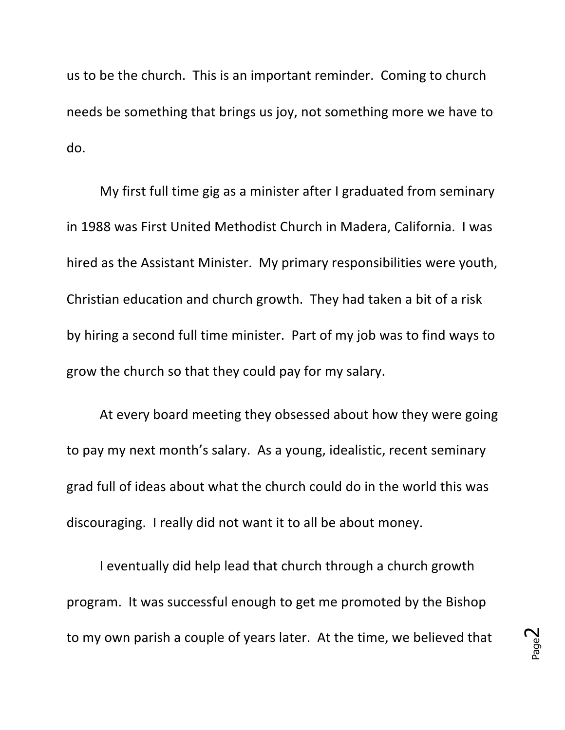us to be the church. This is an important reminder. Coming to church needs be something that brings us joy, not something more we have to do.

My first full time gig as a minister after I graduated from seminary in 1988 was First United Methodist Church in Madera, California. I was hired as the Assistant Minister. My primary responsibilities were youth, Christian education and church growth. They had taken a bit of a risk by hiring a second full time minister. Part of my job was to find ways to grow the church so that they could pay for my salary.

At every board meeting they obsessed about how they were going to pay my next month's salary. As a young, idealistic, recent seminary grad full of ideas about what the church could do in the world this was discouraging. I really did not want it to all be about money.

I eventually did help lead that church through a church growth program. It was successful enough to get me promoted by the Bishop to my own parish a couple of years later. At the time, we believed that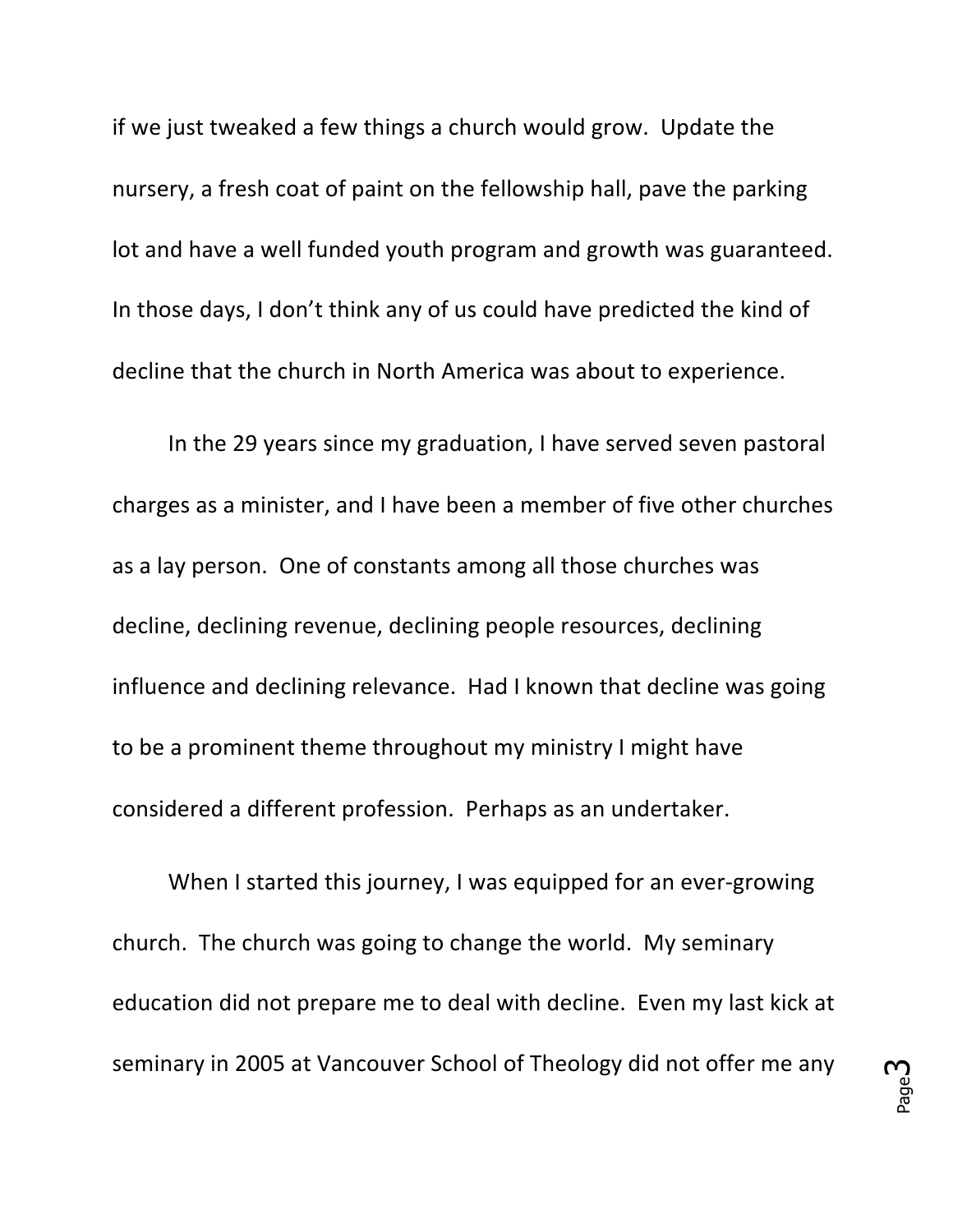if we just tweaked a few things a church would grow. Update the nursery, a fresh coat of paint on the fellowship hall, pave the parking lot and have a well funded youth program and growth was guaranteed. In those days, I don't think any of us could have predicted the kind of decline that the church in North America was about to experience.

In the 29 years since my graduation, I have served seven pastoral charges as a minister, and I have been a member of five other churches as a lay person. One of constants among all those churches was decline, declining revenue, declining people resources, declining influence and declining relevance. Had I known that decline was going to be a prominent theme throughout my ministry I might have considered a different profession. Perhaps as an undertaker.

When I started this journey, I was equipped for an ever-growing church. The church was going to change the world. My seminary education did not prepare me to deal with decline. Even my last kick at seminary in 2005 at Vancouver School of Theology did not offer me any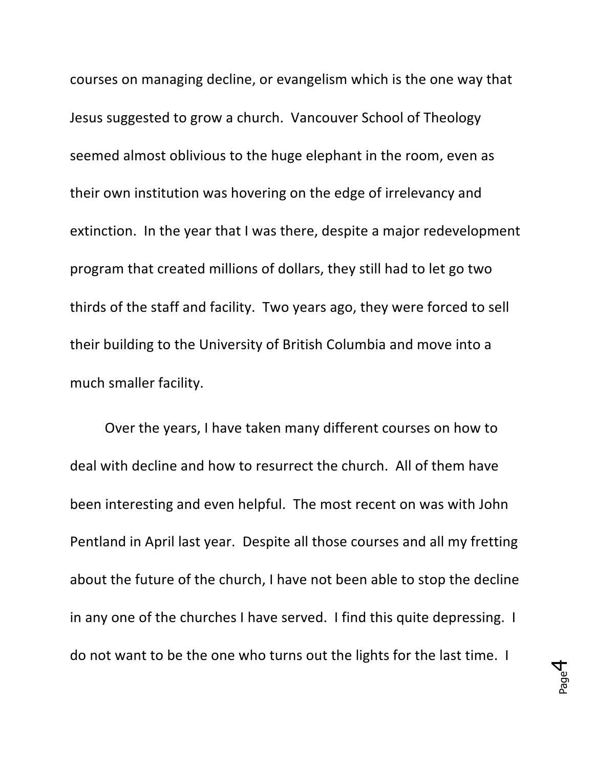courses on managing decline, or evangelism which is the one way that Jesus suggested to grow a church. Vancouver School of Theology seemed almost oblivious to the huge elephant in the room, even as their own institution was hovering on the edge of irrelevancy and extinction. In the year that I was there, despite a major redevelopment program that created millions of dollars, they still had to let go two thirds of the staff and facility. Two years ago, they were forced to sell their building to the University of British Columbia and move into a much smaller facility.

Over the years, I have taken many different courses on how to deal with decline and how to resurrect the church. All of them have been interesting and even helpful. The most recent on was with John Pentland in April last year. Despite all those courses and all my fretting about the future of the church, I have not been able to stop the decline in any one of the churches I have served. I find this quite depressing. I do not want to be the one who turns out the lights for the last time. I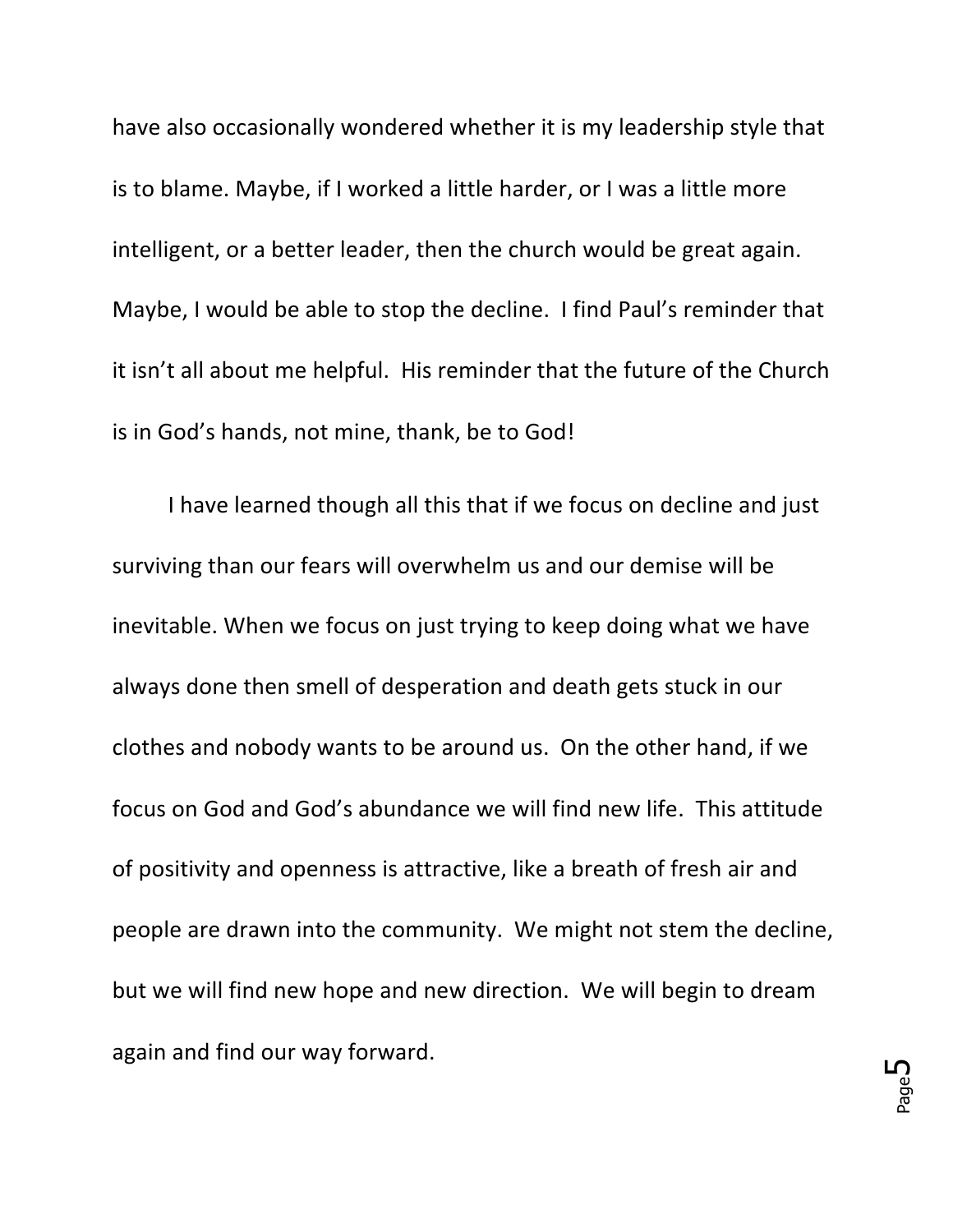have also occasionally wondered whether it is my leadership style that is to blame. Maybe, if I worked a little harder, or I was a little more intelligent, or a better leader, then the church would be great again. Maybe, I would be able to stop the decline. I find Paul's reminder that it isn't all about me helpful. His reminder that the future of the Church is in God's hands, not mine, thank, be to God!

I have learned though all this that if we focus on decline and just surviving than our fears will overwhelm us and our demise will be inevitable. When we focus on just trying to keep doing what we have always done then smell of desperation and death gets stuck in our clothes and nobody wants to be around us. On the other hand, if we focus on God and God's abundance we will find new life. This attitude of positivity and openness is attractive, like a breath of fresh air and people are drawn into the community. We might not stem the decline, but we will find new hope and new direction. We will begin to dream again and find our way forward.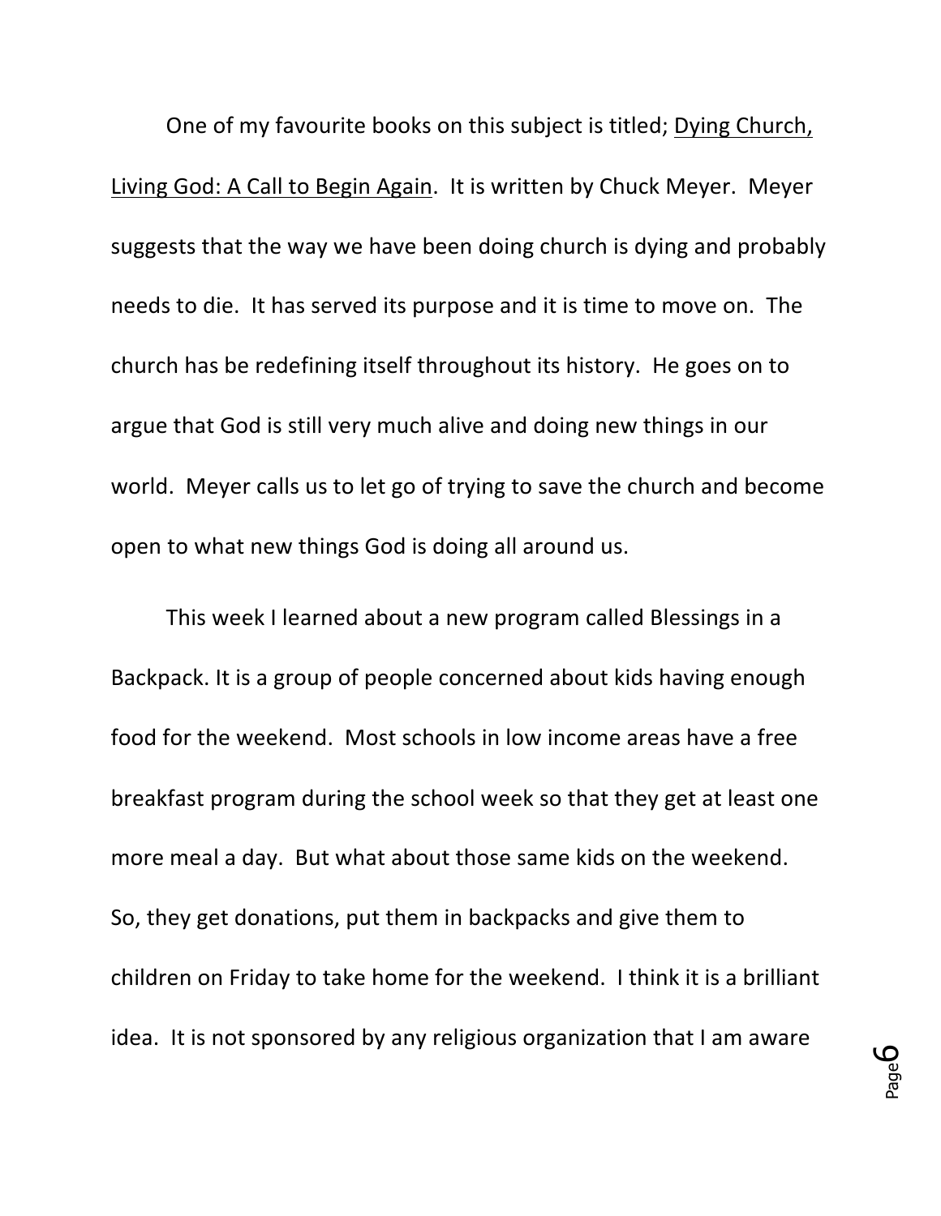One of my favourite books on this subject is titled; Dying Church, Living God: A Call to Begin Again. It is written by Chuck Meyer. Meyer suggests that the way we have been doing church is dying and probably needs to die. It has served its purpose and it is time to move on. The church has be redefining itself throughout its history. He goes on to argue that God is still very much alive and doing new things in our world. Meyer calls us to let go of trying to save the church and become open to what new things God is doing all around us.

This week I learned about a new program called Blessings in a Backpack. It is a group of people concerned about kids having enough food for the weekend. Most schools in low income areas have a free breakfast program during the school week so that they get at least one more meal a day. But what about those same kids on the weekend. So, they get donations, put them in backpacks and give them to children on Friday to take home for the weekend. I think it is a brilliant idea. It is not sponsored by any religious organization that I am aware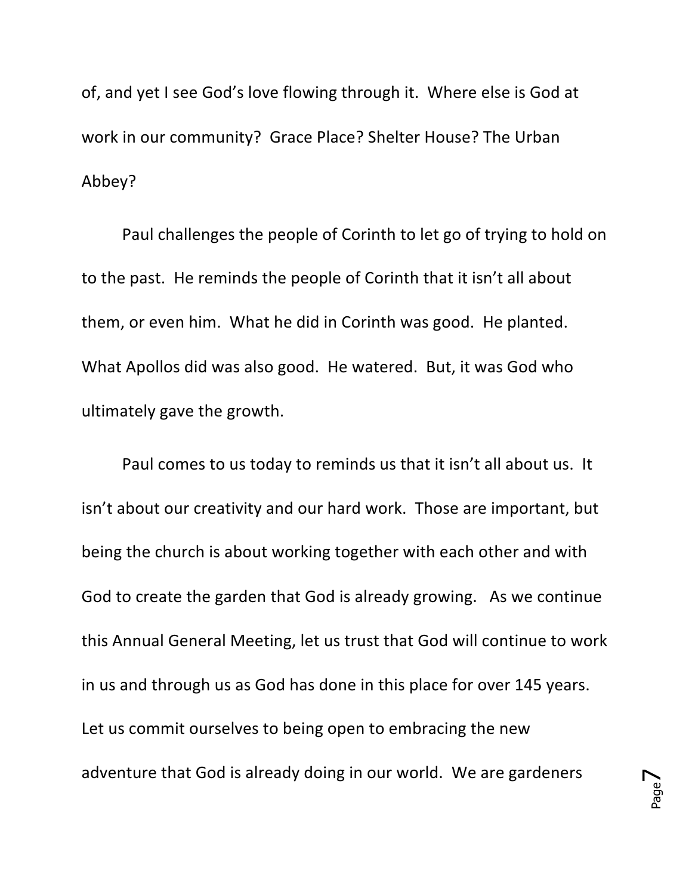of, and yet I see God's love flowing through it. Where else is God at work in our community? Grace Place? Shelter House? The Urban Abbey?

Paul challenges the people of Corinth to let go of trying to hold on to the past. He reminds the people of Corinth that it isn't all about them, or even him. What he did in Corinth was good. He planted. What Apollos did was also good. He watered. But, it was God who ultimately gave the growth.

Paul comes to us today to reminds us that it isn't all about us. It isn't about our creativity and our hard work. Those are important, but being the church is about working together with each other and with God to create the garden that God is already growing. As we continue this Annual General Meeting, let us trust that God will continue to work in us and through us as God has done in this place for over 145 years. Let us commit ourselves to being open to embracing the new adventure that God is already doing in our world. We are gardeners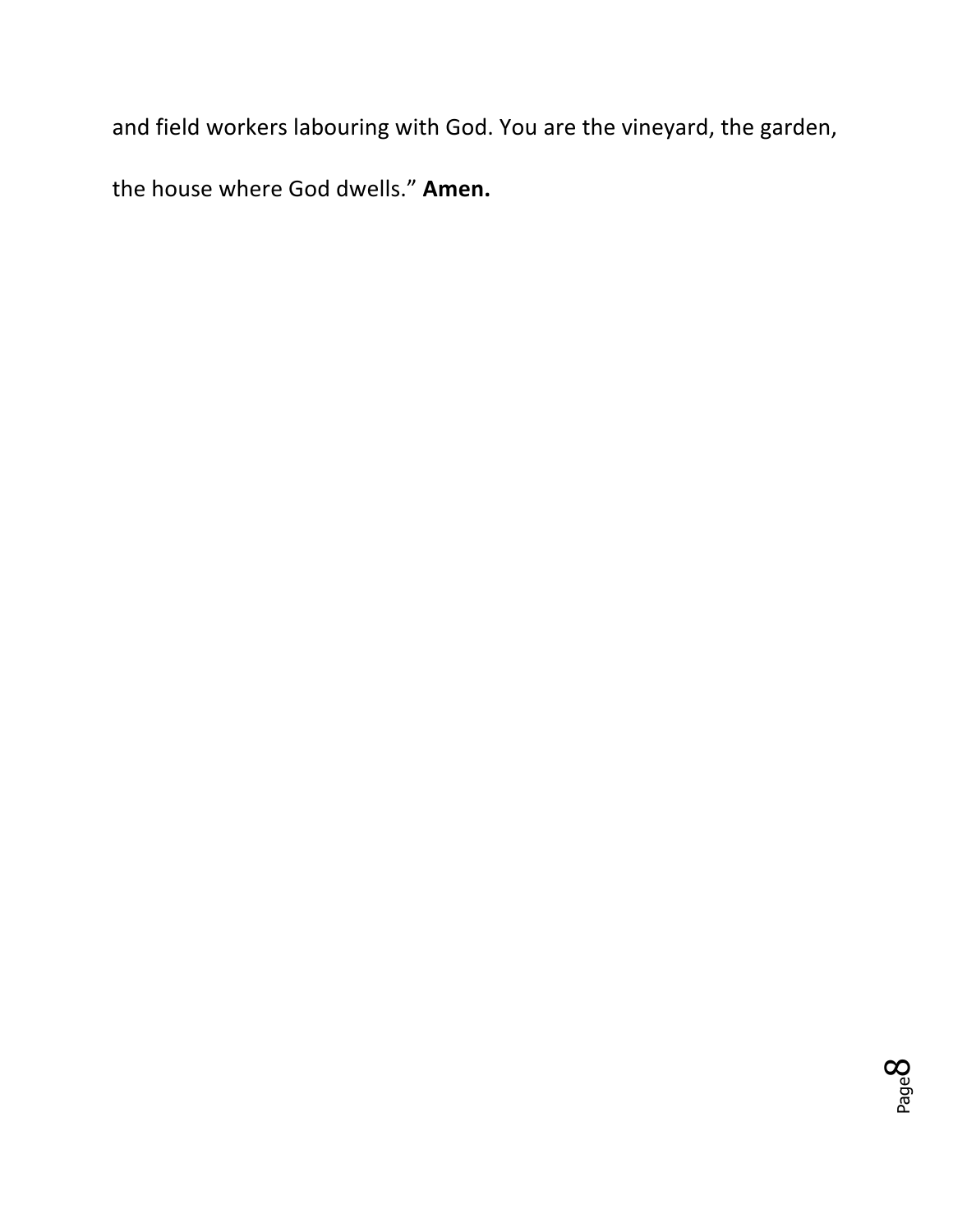and field workers labouring with God. You are the vineyard, the garden, the house where God dwells." **Amen.**